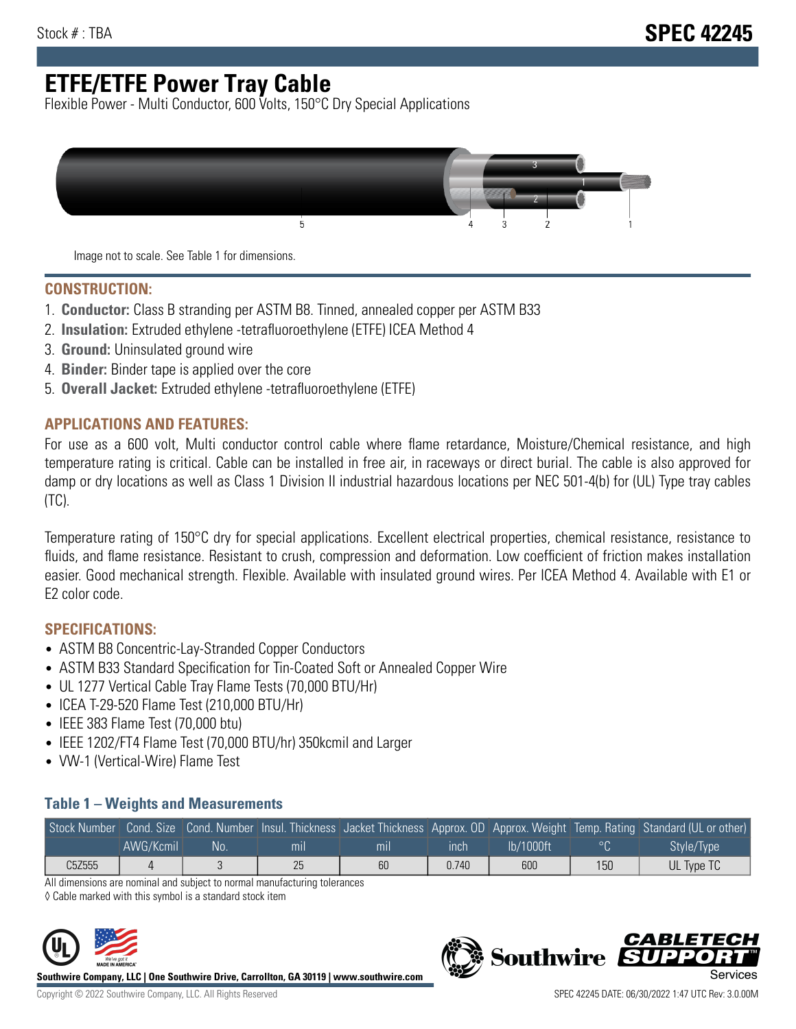Stock # : TBA

# SPEC 42245

# ETFE/ETFE Power Tray Cable

Flexible Power - Multi Conductor, 600 Volts, 150°C Dry Special Applications

Image not to scale. See Table 1 for dimensions.

## CONSTRUCTION:

1. **Conductor:** Class B stranding per ASTM B8. Tinned, annealed copper per ASTM B33
2. **Insulation:** Extruded ethylene -tetrafluoroethylene (ETFE) ICEA Method 4
3. **Ground:** Uninsulated ground wire
4. **Binder:** Binder tape is applied over the core
5. **Overall Jacket:** Extruded ethylene -tetrafluoroethylene (ETFE)

## APPLICATIONS AND FEATURES:

For use as a 600 volt, Multi conductor control cable where flame retardance, Moisture/Chemical resistance, and high temperature rating is critical. Cable can be installed in free air, in raceways or direct burial. The cable is also approved for damp or dry locations as well as Class 1 Division II industrial hazardous locations per NEC 501-4(b) for (UL) Type tray cables (TC).

Temperature rating of 150°C dry for special applications. Excellent electrical properties, chemical resistance, resistance to fluids, and flame resistance. Resistant to crush, compression and deformation. Low coefficient of friction makes installation easier. Good mechanical strength. Flexible. Available with insulated ground wires. Per ICEA Method 4. Available with E1 or E2 color code.

## SPECIFICATIONS:

- ASTM B8 Concentric-Lay-Stranded Copper Conductors
- ASTM B33 Standard Specification for Tin-Coated Soft or Annealed Copper Wire
- UL 1277 Vertical Cable Tray Flame Tests (70,000 BTU/Hr)
- ICEA T-29-520 Flame Test (210,000 BTU/Hr)
- IEEE 383 Flame Test (70,000 btu)
- IEEE 1202/FT4 Flame Test (70,000 BTU/hr) 350kcmil and Larger
- VW-1 (Vertical-Wire) Flame Test

### Table 1 – Weights and Measurements

| Stock Number | Cond. Size | Cond. Number | Insul. Thickness | Jacket Thickness | Approx. OD | Approx. Weight | Temp. Rating | Standard (UL or other) |
|---|---|---|---|---|---|---|---|---|
| | AWG/Kcmil | No. | mil | mil | inch | lb/1000ft | °C | Style/Type |
| C5Z555 | 4 | 3 | 25 | 60 | 0.740 | 600 | 150 | UL Type TC |

All dimensions are nominal and subject to normal manufacturing tolerances

◊ Cable marked with this symbol is a standard stock item

**Southwire Company, LLC | One Southwire Drive, Carrollton, GA 30119 | www.southwire.com**

Copyright © 2022 Southwire Company, LLC. All Rights Reserved

SPEC 42245 DATE: 06/30/2022 1:47 UTC Rev: 3.0.00M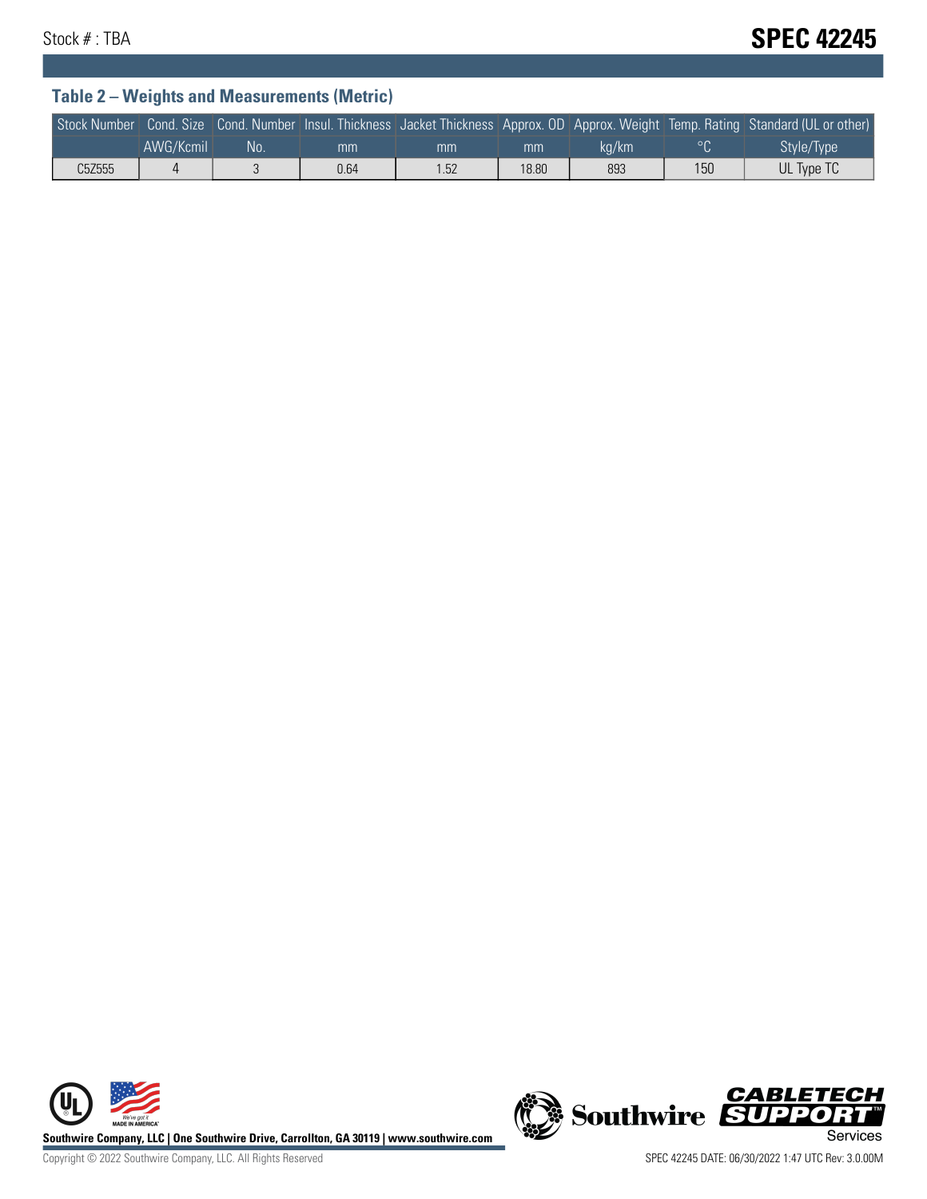### Table 2 – Weights and Measurements (Metric)

| Stock Number | Cond. Size | Cond. Number | Insul. Thickness | Jacket Thickness | Approx. OD | Approx. Weight | Temp. Rating | Standard (UL or other) |
|---|---|---|---|---|---|---|---|---|
| | AWG/Kcmil | No. | mm | mm | mm | kg/km | °C | Style/Type |
| C5Z555 | 4 | 3 | 0.64 | 1.52 | 18.80 | 893 | 150 | UL Type TC |